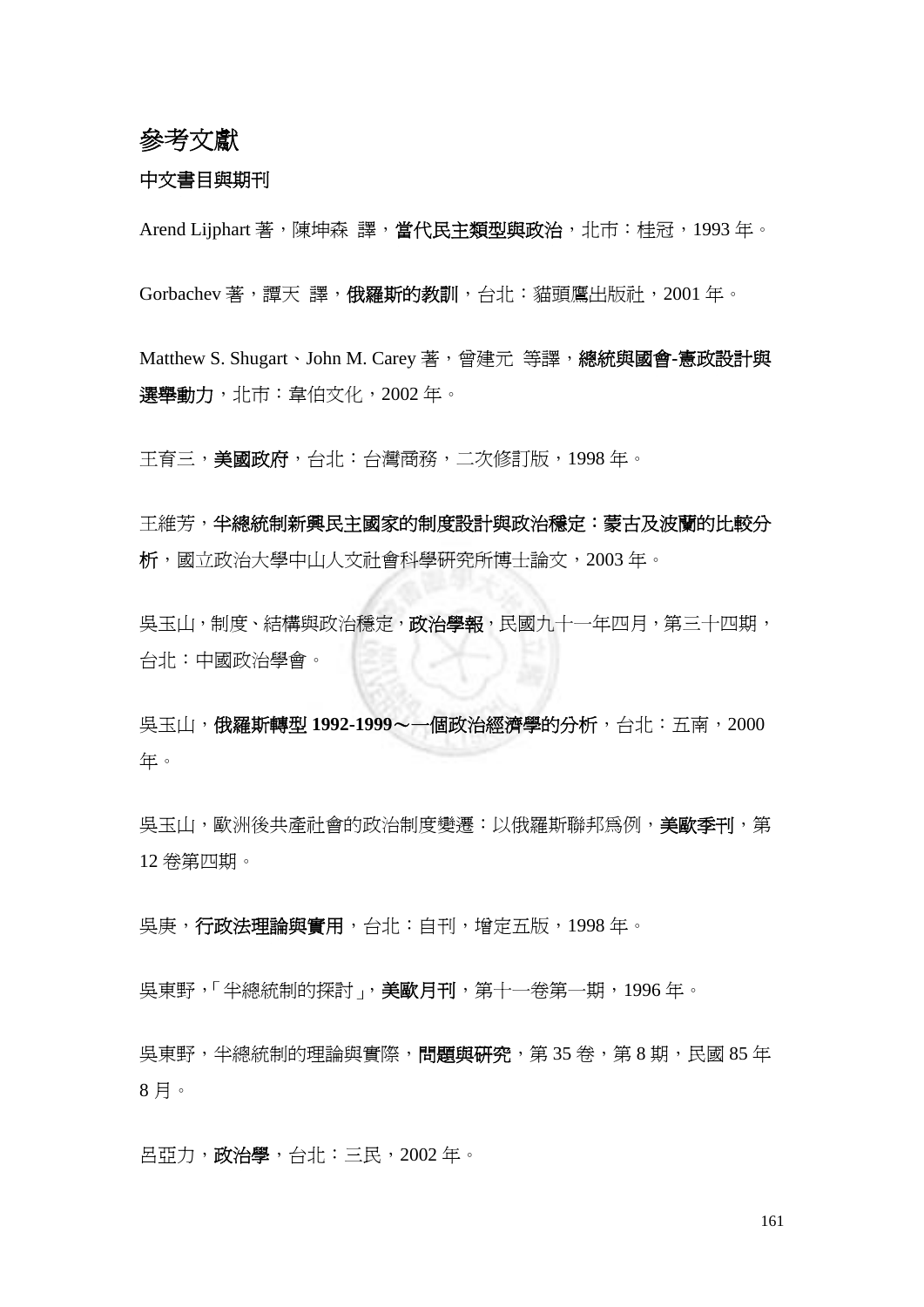# 參考文獻

## 中文書目與期刊

Arend Lijphart 著，陳坤森 譯，**當代民主類型與政治**，北市：桂冠，1993 年。

Gorbachev 著，譚天 譯，**俄羅斯的教訓**，台北：貓頭鷹出版社，2001 年。

Matthew S. Shugart、John M. Carey 著，曾建元 等譯，**總統與國會-憲政設計與選舉動力**，北市：韋伯文化，2002 年。

王育三，**美國政府**，台北：台灣商務，二次修訂版，1998 年。

王維芳，**半總統制新興民主國家的制度設計與政治穩定：蒙古及波蘭的比較分析**，國立政治大學中山人文社會科學研究所博士論文，2003 年。

吳玉山，制度、結構與政治穩定，**政治學報**，民國九十一年四月，第三十四期，台北：中國政治學會。

吳玉山，**俄羅斯轉型 1992-1999～一個政治經濟學的分析**，台北：五南，2000 年。

吳玉山，歐洲後共產社會的政治制度變遷：以俄羅斯聯邦爲例，**美歐季刊**，第 12 卷第四期。

吳庚，**行政法理論與實用**，台北：自刊，增定五版，1998 年。

吳東野，「半總統制的探討」，**美歐月刊**，第十一卷第一期，1996 年。

吳東野，半總統制的理論與實際，**問題與研究**，第 35 卷，第 8 期，民國 85 年 8 月。

呂亞力，**政治學**，台北：三民，2002 年。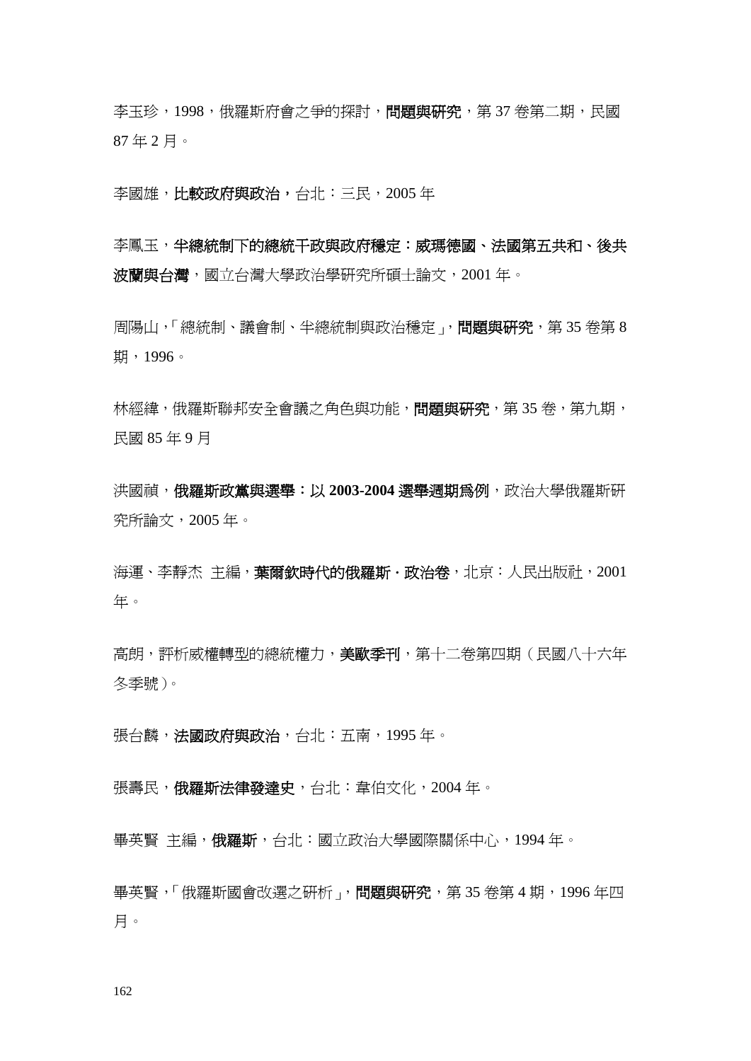李玉珍，1998，俄羅斯府會之爭的探討，**問題與研究**，第 37 卷第二期，民國 87 年 2 月。

李國雄，**比較政府與政治，**台北：三民，2005 年

李鳳玉，**半總統制下的總統干政與政府穩定：威瑪德國、法國第五共和、後共波蘭與台灣**，國立台灣大學政治學研究所碩士論文，2001 年。

周陽山，「總統制、議會制、半總統制與政治穩定」，**問題與研究**，第 35 卷第 8 期，1996。

林經緯，俄羅斯聯邦安全會議之角色與功能，**問題與研究**，第 35 卷，第九期，民國 85 年 9 月

洪國禎，**俄羅斯政黨與選舉：以 2003-2004 選舉週期為例**，政治大學俄羅斯研究所論文，2005 年。

海運、李靜杰 主編，**葉爾欽時代的俄羅斯‧政治卷**，北京：人民出版社，2001 年。

高朗，評析威權轉型的總統權力，**美歐季刊**，第十二卷第四期（民國八十六年冬季號）。

張台麟，**法國政府與政治**，台北：五南，1995 年。

張壽民，**俄羅斯法律發達史**，台北：韋伯文化，2004 年。

畢英賢 主編，**俄羅斯**，台北：國立政治大學國際關係中心，1994 年。

畢英賢，「俄羅斯國會改選之研析」，**問題與研究**，第 35 卷第 4 期，1996 年四月。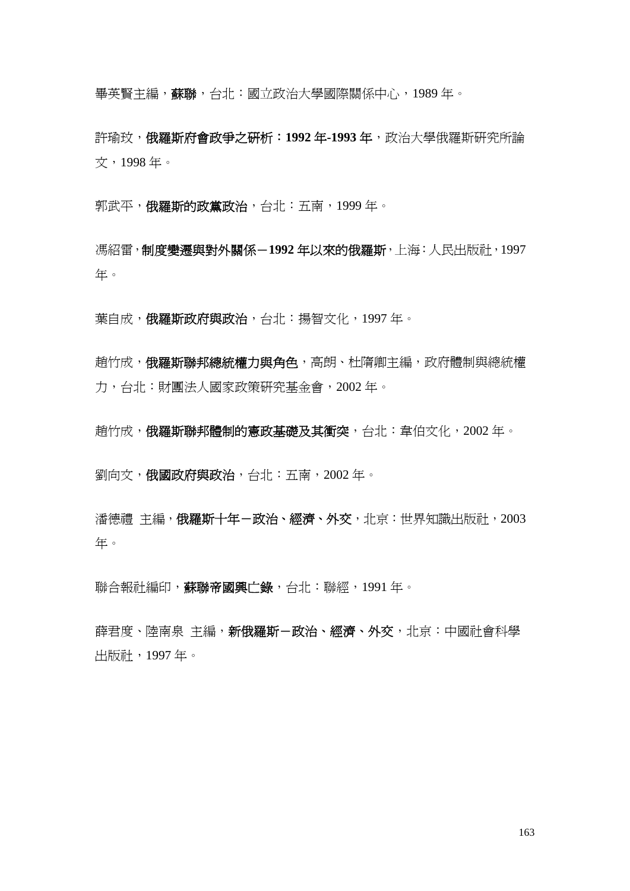畢英賢主編，**蘇聯**，台北：國立政治大學國際關係中心，1989 年。

許瑜玟，**俄羅斯府會政爭之研析：1992 年-1993 年**，政治大學俄羅斯研究所論文，1998 年。

郭武平，**俄羅斯的政黨政治**，台北：五南，1999 年。

馮紹雷，**制度變遷與對外關係－1992 年以來的俄羅斯**，上海：人民出版社，1997 年。

葉自成，**俄羅斯政府與政治**，台北：揚智文化，1997 年。

趙竹成，**俄羅斯聯邦總統權力與角色**，高朗、杜隋卿主編，政府體制與總統權力，台北：財團法人國家政策研究基金會，2002 年。

趙竹成，**俄羅斯聯邦體制的憲政基礎及其衝突**，台北：韋伯文化，2002 年。

劉向文，**俄國政府與政治**，台北：五南，2002 年。

潘德禮 主編，**俄羅斯十年－政治、經濟、外交**，北京：世界知識出版社，2003 年。

聯合報社編印，**蘇聯帝國興亡錄**，台北：聯經，1991 年。

薛君度、陸南泉 主編，**新俄羅斯－政治、經濟、外交**，北京：中國社會科學出版社，1997 年。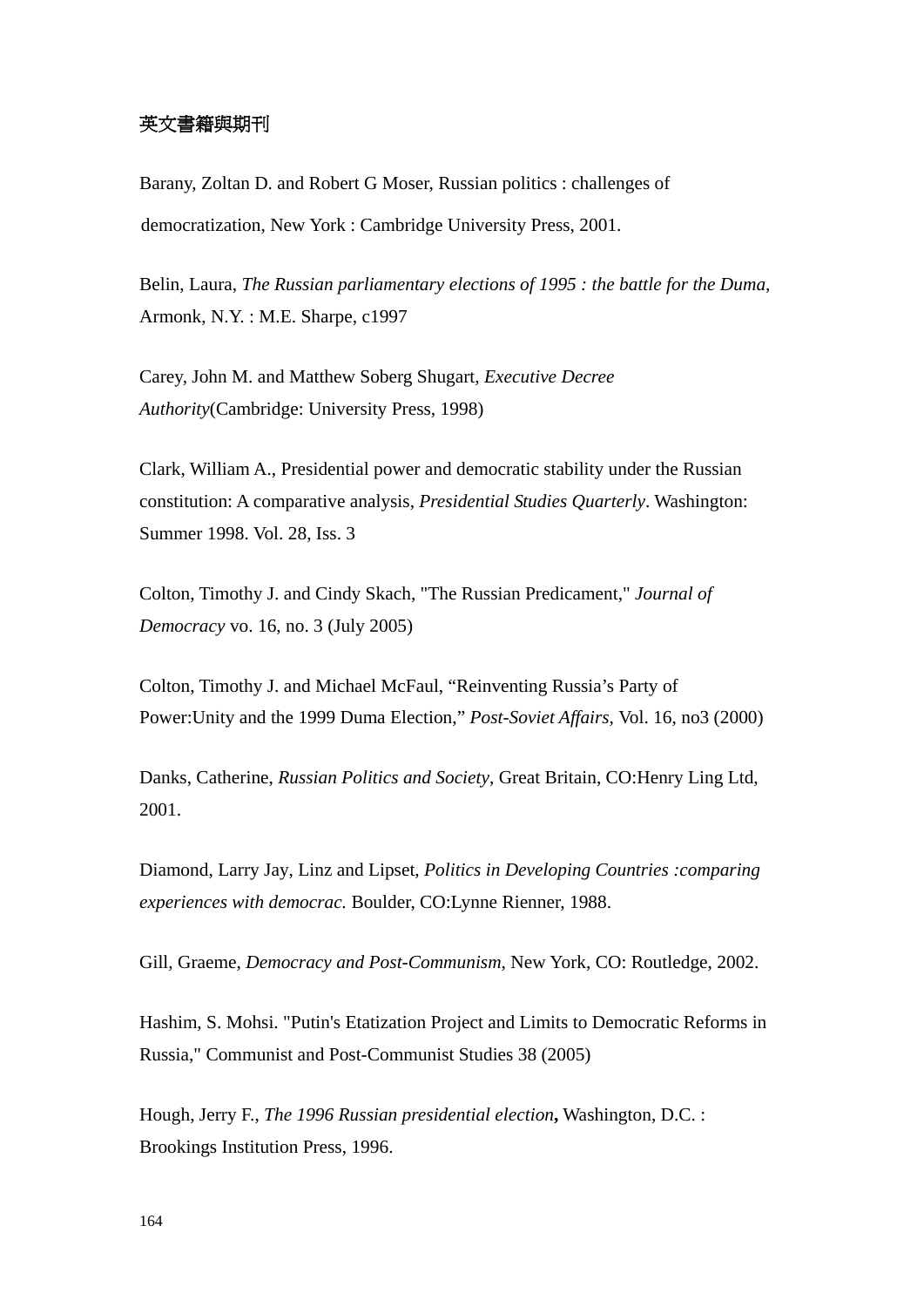## 英文書籍與期刊

Barany, Zoltan D. and Robert G Moser, Russian politics : challenges of democratization, New York : Cambridge University Press, 2001.

Belin, Laura, *The Russian parliamentary elections of 1995 : the battle for the Duma,* Armonk, N.Y. : M.E. Sharpe, c1997

Carey, John M. and Matthew Soberg Shugart, *Executive Decree Authority*(Cambridge: University Press, 1998)

Clark, William A., Presidential power and democratic stability under the Russian constitution: A comparative analysis, *Presidential Studies Quarterly*. Washington: Summer 1998. Vol. 28, Iss. 3

Colton, Timothy J. and Cindy Skach, "The Russian Predicament," *Journal of Democracy* vo. 16, no. 3 (July 2005)

Colton, Timothy J. and Michael McFaul, “Reinventing Russia’s Party of Power:Unity and the 1999 Duma Election,” *Post-Soviet Affairs,* Vol. 16, no3 (2000)

Danks, Catherine, *Russian Politics and Society*, Great Britain, CO:Henry Ling Ltd, 2001.

Diamond, Larry Jay, Linz and Lipset, *Politics in Developing Countries :comparing experiences with democrac.* Boulder, CO:Lynne Rienner, 1988.

Gill, Graeme, *Democracy and Post-Communism*, New York, CO: Routledge, 2002.

Hashim, S. Mohsi. "Putin's Etatization Project and Limits to Democratic Reforms in Russia," Communist and Post-Communist Studies 38 (2005)

Hough, Jerry F., *The 1996 Russian presidential election***,** Washington, D.C. : Brookings Institution Press, 1996.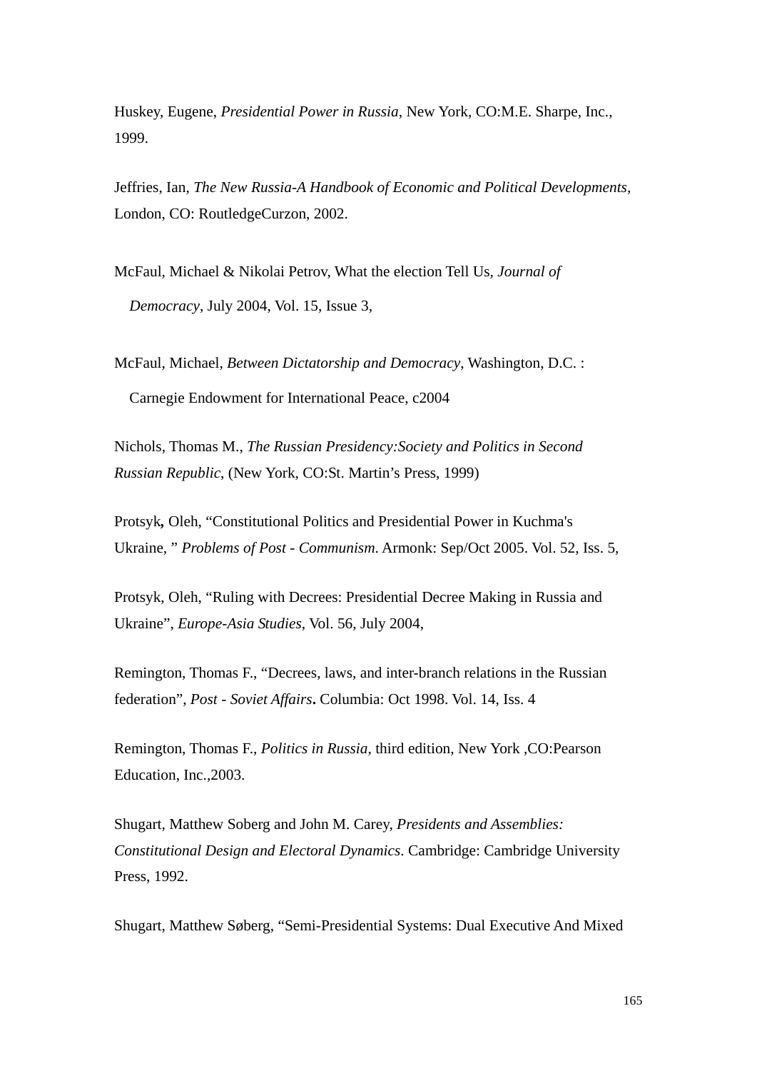Huskey, Eugene, *Presidential Power in Russia*, New York, CO:M.E. Sharpe, Inc., 1999.

Jeffries, Ian, *The New Russia-A Handbook of Economic and Political Developments,* London, CO: RoutledgeCurzon, 2002.

McFaul, Michael & Nikolai Petrov, What the election Tell Us, *Journal of Democracy*, July 2004, Vol. 15, Issue 3,

McFaul, Michael, *Between Dictatorship and Democracy*, Washington, D.C. : Carnegie Endowment for International Peace, c2004

Nichols, Thomas M., *The Russian Presidency:Society and Politics in Second Russian Republic*, (New York, CO:St. Martin's Press, 1999)

Protsyk**,** Oleh, "Constitutional Politics and Presidential Power in Kuchma's Ukraine, " *Problems of Post - Communism*. Armonk: Sep/Oct 2005. Vol. 52, Iss. 5,

Protsyk, Oleh, "Ruling with Decrees: Presidential Decree Making in Russia and Ukraine", *Europe-Asia Studies*, Vol. 56, July 2004,

Remington, Thomas F., "Decrees, laws, and inter-branch relations in the Russian federation", *Post - Soviet Affairs***.** Columbia: Oct 1998. Vol. 14, Iss. 4

Remington, Thomas F., *Politics in Russia*, third edition, New York ,CO:Pearson Education, Inc.,2003.

Shugart, Matthew Soberg and John M. Carey, *Presidents and Assemblies: Constitutional Design and Electoral Dynamics*. Cambridge: Cambridge University Press, 1992.

Shugart, Matthew Søberg, "Semi-Presidential Systems: Dual Executive And Mixed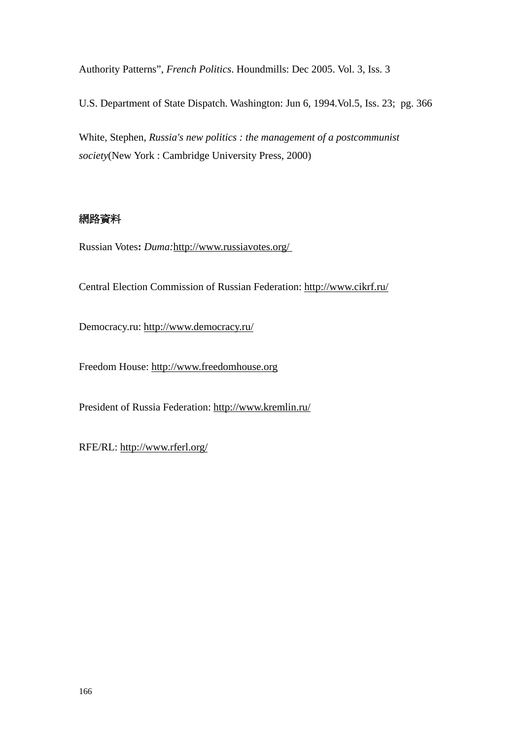Authority Patterns", *French Politics*. Houndmills: Dec 2005. Vol. 3, Iss. 3

U.S. Department of State Dispatch. Washington: Jun 6, 1994.Vol.5, Iss. 23;  pg. 366

White, Stephen, *Russia's new politics : the management of a postcommunist society*(New York : Cambridge University Press, 2000)

## 網路資料

Russian Votes**:** *Duma:*http://www.russiavotes.org/

Central Election Commission of Russian Federation: http://www.cikrf.ru/

Democracy.ru: http://www.democracy.ru/

Freedom House: http://www.freedomhouse.org

President of Russia Federation: http://www.kremlin.ru/

RFE/RL: http://www.rferl.org/